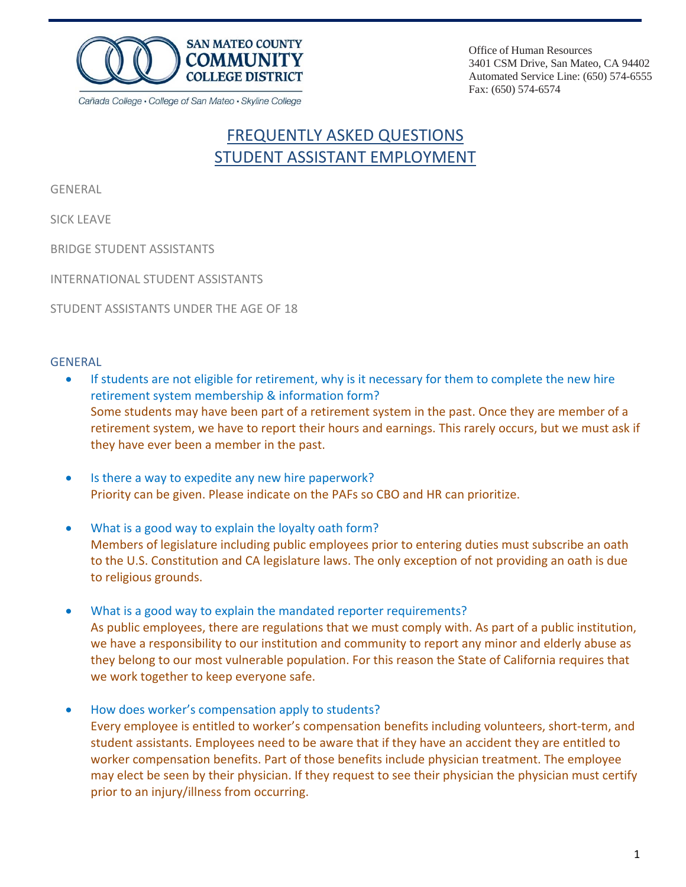SAN MATEO COUNTY COMMUNITY COLLEGE DISTRICT

Cañada College • College of San Mateo • Skyline College

Office of Human Resources
3401 CSM Drive, San Mateo, CA 94402
Automated Service Line: (650) 574-6555
Fax: (650) 574-6574

# FREQUENTLY ASKED QUESTIONS
# STUDENT ASSISTANT EMPLOYMENT

GENERAL

SICK LEAVE

BRIDGE STUDENT ASSISTANTS

INTERNATIONAL STUDENT ASSISTANTS

STUDENT ASSISTANTS UNDER THE AGE OF 18

## GENERAL

- If students are not eligible for retirement, why is it necessary for them to complete the new hire retirement system membership & information form?
  Some students may have been part of a retirement system in the past. Once they are member of a retirement system, we have to report their hours and earnings. This rarely occurs, but we must ask if they have ever been a member in the past.

- Is there a way to expedite any new hire paperwork?
  Priority can be given. Please indicate on the PAFs so CBO and HR can prioritize.

- What is a good way to explain the loyalty oath form?
  Members of legislature including public employees prior to entering duties must subscribe an oath to the U.S. Constitution and CA legislature laws. The only exception of not providing an oath is due to religious grounds.

- What is a good way to explain the mandated reporter requirements?
  As public employees, there are regulations that we must comply with. As part of a public institution, we have a responsibility to our institution and community to report any minor and elderly abuse as they belong to our most vulnerable population. For this reason the State of California requires that we work together to keep everyone safe.

- How does worker's compensation apply to students?
  Every employee is entitled to worker's compensation benefits including volunteers, short-term, and student assistants. Employees need to be aware that if they have an accident they are entitled to worker compensation benefits. Part of those benefits include physician treatment. The employee may elect be seen by their physician. If they request to see their physician the physician must certify prior to an injury/illness from occurring.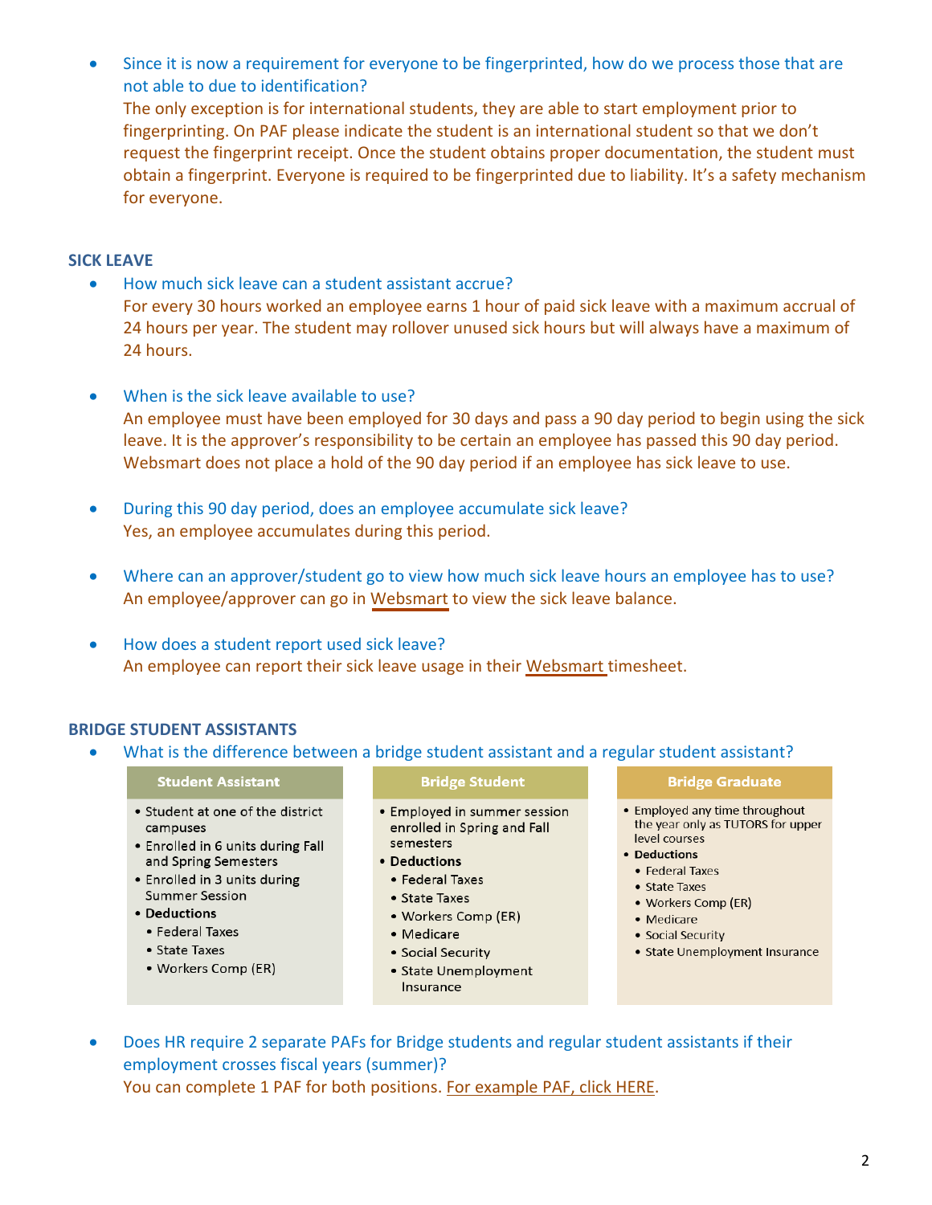- Since it is now a requirement for everyone to be fingerprinted, how do we process those that are not able to due to identification?
  The only exception is for international students, they are able to start employment prior to fingerprinting. On PAF please indicate the student is an international student so that we don't request the fingerprint receipt. Once the student obtains proper documentation, the student must obtain a fingerprint. Everyone is required to be fingerprinted due to liability. It's a safety mechanism for everyone.

## SICK LEAVE

- How much sick leave can a student assistant accrue?
  For every 30 hours worked an employee earns 1 hour of paid sick leave with a maximum accrual of 24 hours per year. The student may rollover unused sick hours but will always have a maximum of 24 hours.

- When is the sick leave available to use?
  An employee must have been employed for 30 days and pass a 90 day period to begin using the sick leave. It is the approver's responsibility to be certain an employee has passed this 90 day period. Websmart does not place a hold of the 90 day period if an employee has sick leave to use.

- During this 90 day period, does an employee accumulate sick leave?
  Yes, an employee accumulates during this period.

- Where can an approver/student go to view how much sick leave hours an employee has to use?
  An employee/approver can go in Websmart to view the sick leave balance.

- How does a student report used sick leave?
  An employee can report their sick leave usage in their Websmart timesheet.

## BRIDGE STUDENT ASSISTANTS

- What is the difference between a bridge student assistant and a regular student assistant?

| Student Assistant | Bridge Student | Bridge Graduate |
|---|---|---|
| • Student at one of the district campuses<br>• Enrolled in 6 units during Fall and Spring Semesters<br>• Enrolled in 3 units during Summer Session<br>• **Deductions**<br>  • Federal Taxes<br>  • State Taxes<br>  • Workers Comp (ER) | • Employed in summer session enrolled in Spring and Fall semesters<br>• **Deductions**<br>  • Federal Taxes<br>  • State Taxes<br>  • Workers Comp (ER)<br>  • Medicare<br>  • Social Security<br>  • State Unemployment Insurance | • Employed any time throughout the year only as TUTORS for upper level courses<br>• **Deductions**<br>  • Federal Taxes<br>  • State Taxes<br>  • Workers Comp (ER)<br>  • Medicare<br>  • Social Security<br>  • State Unemployment Insurance |

- Does HR require 2 separate PAFs for Bridge students and regular student assistants if their employment crosses fiscal years (summer)?
  You can complete 1 PAF for both positions. For example PAF, click HERE.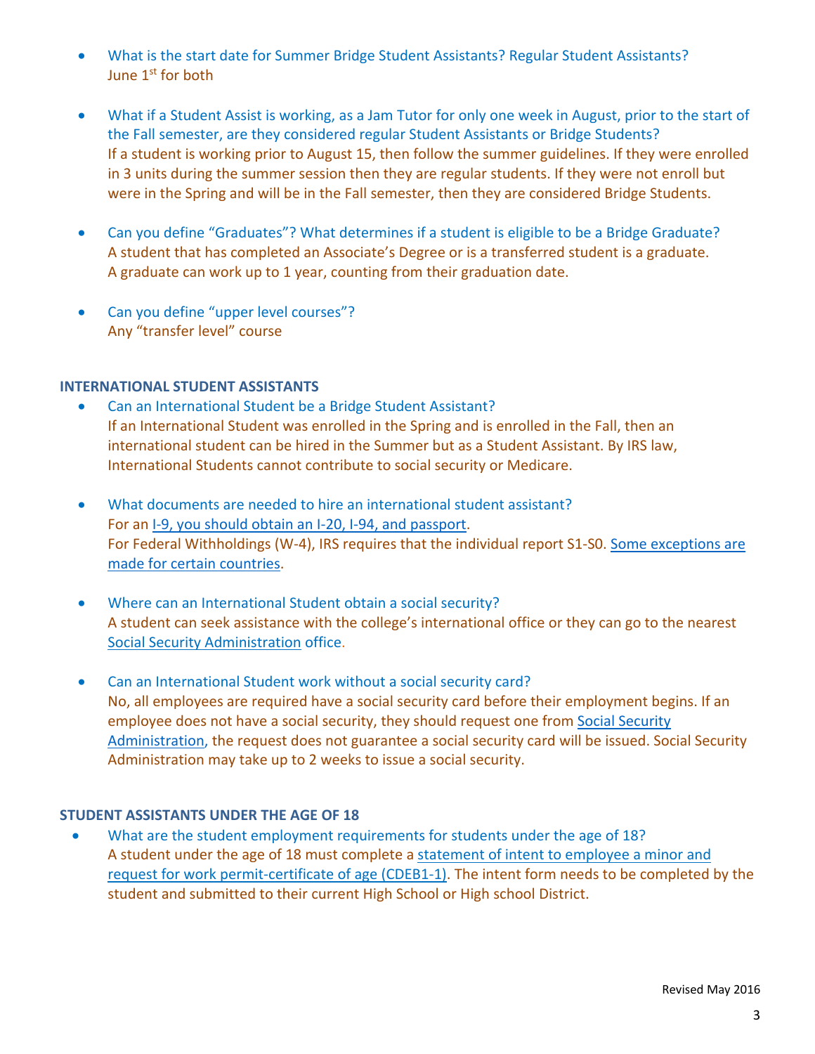- What is the start date for Summer Bridge Student Assistants? Regular Student Assistants?
  June 1st for both

- What if a Student Assist is working, as a Jam Tutor for only one week in August, prior to the start of the Fall semester, are they considered regular Student Assistants or Bridge Students?
  If a student is working prior to August 15, then follow the summer guidelines. If they were enrolled in 3 units during the summer session then they are regular students. If they were not enroll but were in the Spring and will be in the Fall semester, then they are considered Bridge Students.

- Can you define "Graduates"? What determines if a student is eligible to be a Bridge Graduate?
  A student that has completed an Associate's Degree or is a transferred student is a graduate. A graduate can work up to 1 year, counting from their graduation date.

- Can you define "upper level courses"?
  Any "transfer level" course

### INTERNATIONAL STUDENT ASSISTANTS

- Can an International Student be a Bridge Student Assistant?
  If an International Student was enrolled in the Spring and is enrolled in the Fall, then an international student can be hired in the Summer but as a Student Assistant. By IRS law, International Students cannot contribute to social security or Medicare.

- What documents are needed to hire an international student assistant?
  For an I-9, you should obtain an I-20, I-94, and passport.
  For Federal Withholdings (W-4), IRS requires that the individual report S1-S0. Some exceptions are made for certain countries.

- Where can an International Student obtain a social security?
  A student can seek assistance with the college's international office or they can go to the nearest Social Security Administration office.

- Can an International Student work without a social security card?
  No, all employees are required have a social security card before their employment begins. If an employee does not have a social security, they should request one from Social Security Administration, the request does not guarantee a social security card will be issued. Social Security Administration may take up to 2 weeks to issue a social security.

### STUDENT ASSISTANTS UNDER THE AGE OF 18

- What are the student employment requirements for students under the age of 18?
  A student under the age of 18 must complete a statement of intent to employee a minor and request for work permit-certificate of age (CDEB1-1). The intent form needs to be completed by the student and submitted to their current High School or High school District.

Revised May 2016